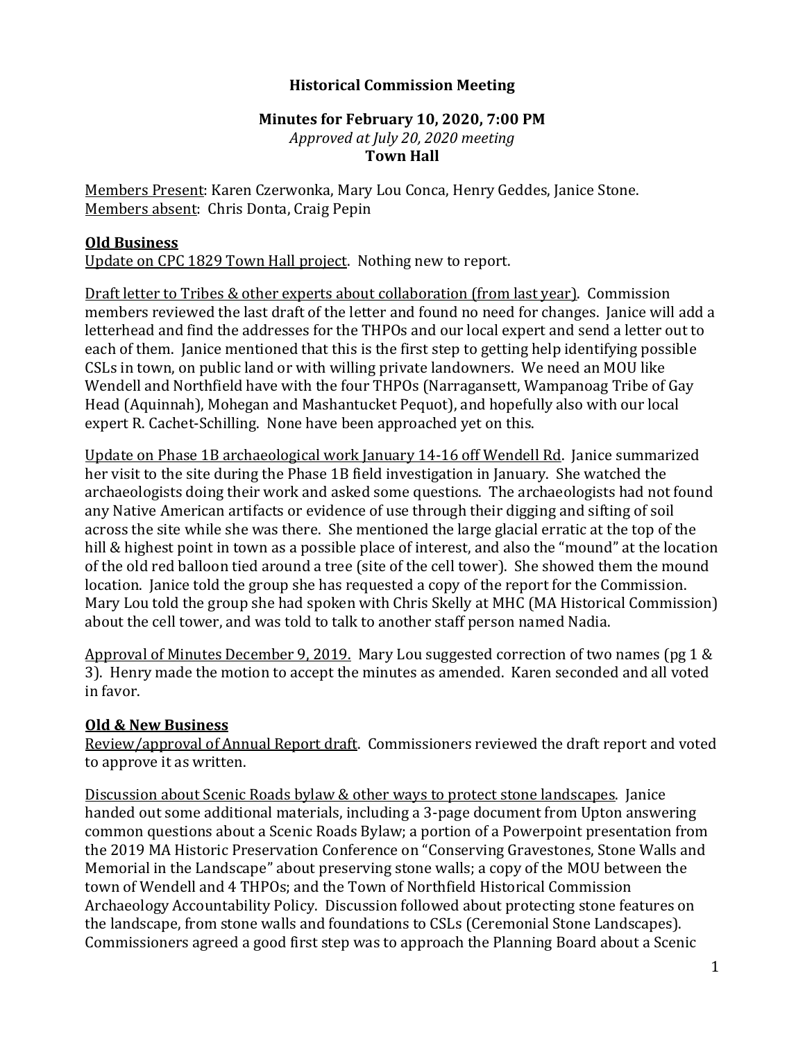# Historical Commission Meeting

## Minutes for February 10, 2020, 7:00 PM

*Approved at July 20, 2020 meeting*

**Town Hall**

Members Present: Karen Czerwonka, Mary Lou Conca, Henry Geddes, Janice Stone.
Members absent: Chris Donta, Craig Pepin

### Old Business

Update on CPC 1829 Town Hall project. Nothing new to report.

Draft letter to Tribes & other experts about collaboration (from last year). Commission members reviewed the last draft of the letter and found no need for changes. Janice will add a letterhead and find the addresses for the THPOs and our local expert and send a letter out to each of them. Janice mentioned that this is the first step to getting help identifying possible CSLs in town, on public land or with willing private landowners. We need an MOU like Wendell and Northfield have with the four THPOs (Narragansett, Wampanoag Tribe of Gay Head (Aquinnah), Mohegan and Mashantucket Pequot), and hopefully also with our local expert R. Cachet-Schilling. None have been approached yet on this.

Update on Phase 1B archaeological work January 14-16 off Wendell Rd. Janice summarized her visit to the site during the Phase 1B field investigation in January. She watched the archaeologists doing their work and asked some questions. The archaeologists had not found any Native American artifacts or evidence of use through their digging and sifting of soil across the site while she was there. She mentioned the large glacial erratic at the top of the hill & highest point in town as a possible place of interest, and also the "mound" at the location of the old red balloon tied around a tree (site of the cell tower). She showed them the mound location. Janice told the group she has requested a copy of the report for the Commission. Mary Lou told the group she had spoken with Chris Skelly at MHC (MA Historical Commission) about the cell tower, and was told to talk to another staff person named Nadia.

Approval of Minutes December 9, 2019. Mary Lou suggested correction of two names (pg 1 & 3). Henry made the motion to accept the minutes as amended. Karen seconded and all voted in favor.

### Old & New Business

Review/approval of Annual Report draft. Commissioners reviewed the draft report and voted to approve it as written.

Discussion about Scenic Roads bylaw & other ways to protect stone landscapes. Janice handed out some additional materials, including a 3-page document from Upton answering common questions about a Scenic Roads Bylaw; a portion of a Powerpoint presentation from the 2019 MA Historic Preservation Conference on "Conserving Gravestones, Stone Walls and Memorial in the Landscape" about preserving stone walls; a copy of the MOU between the town of Wendell and 4 THPOs; and the Town of Northfield Historical Commission Archaeology Accountability Policy. Discussion followed about protecting stone features on the landscape, from stone walls and foundations to CSLs (Ceremonial Stone Landscapes). Commissioners agreed a good first step was to approach the Planning Board about a Scenic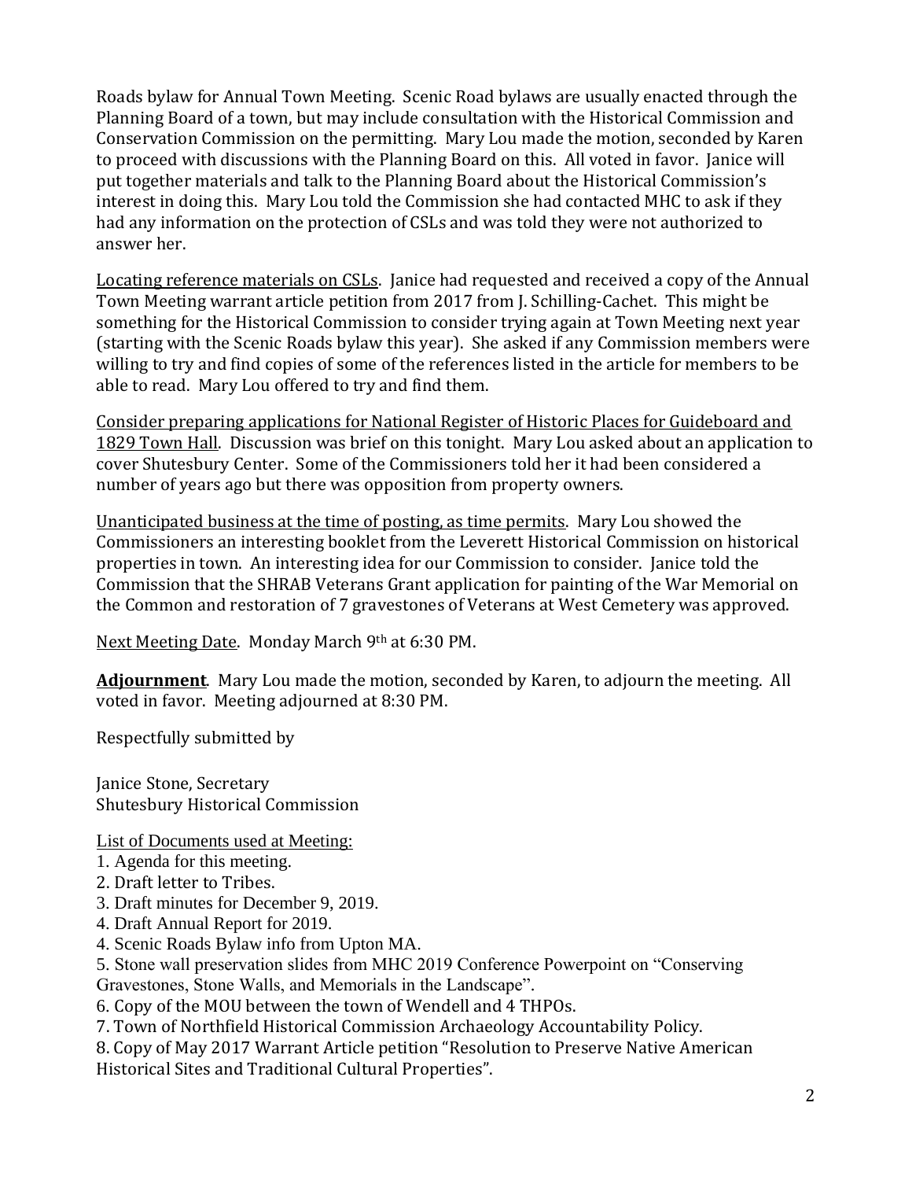Roads bylaw for Annual Town Meeting. Scenic Road bylaws are usually enacted through the Planning Board of a town, but may include consultation with the Historical Commission and Conservation Commission on the permitting. Mary Lou made the motion, seconded by Karen to proceed with discussions with the Planning Board on this. All voted in favor. Janice will put together materials and talk to the Planning Board about the Historical Commission's interest in doing this. Mary Lou told the Commission she had contacted MHC to ask if they had any information on the protection of CSLs and was told they were not authorized to answer her.

<u>Locating reference materials on CSLs</u>. Janice had requested and received a copy of the Annual Town Meeting warrant article petition from 2017 from J. Schilling-Cachet. This might be something for the Historical Commission to consider trying again at Town Meeting next year (starting with the Scenic Roads bylaw this year). She asked if any Commission members were willing to try and find copies of some of the references listed in the article for members to be able to read. Mary Lou offered to try and find them.

<u>Consider preparing applications for National Register of Historic Places for Guideboard and 1829 Town Hall</u>. Discussion was brief on this tonight. Mary Lou asked about an application to cover Shutesbury Center. Some of the Commissioners told her it had been considered a number of years ago but there was opposition from property owners.

<u>Unanticipated business at the time of posting, as time permits</u>. Mary Lou showed the Commissioners an interesting booklet from the Leverett Historical Commission on historical properties in town. An interesting idea for our Commission to consider. Janice told the Commission that the SHRAB Veterans Grant application for painting of the War Memorial on the Common and restoration of 7 gravestones of Veterans at West Cemetery was approved.

<u>Next Meeting Date</u>. Monday March 9th at 6:30 PM.

**<u>Adjournment</u>**. Mary Lou made the motion, seconded by Karen, to adjourn the meeting. All voted in favor. Meeting adjourned at 8:30 PM.

Respectfully submitted by

Janice Stone, Secretary
Shutesbury Historical Commission

<u>List of Documents used at Meeting:</u>

1. Agenda for this meeting.
2. Draft letter to Tribes.
3. Draft minutes for December 9, 2019.
4. Draft Annual Report for 2019.
4. Scenic Roads Bylaw info from Upton MA.
5. Stone wall preservation slides from MHC 2019 Conference Powerpoint on "Conserving Gravestones, Stone Walls, and Memorials in the Landscape".
6. Copy of the MOU between the town of Wendell and 4 THPOs.
7. Town of Northfield Historical Commission Archaeology Accountability Policy.
8. Copy of May 2017 Warrant Article petition "Resolution to Preserve Native American Historical Sites and Traditional Cultural Properties".